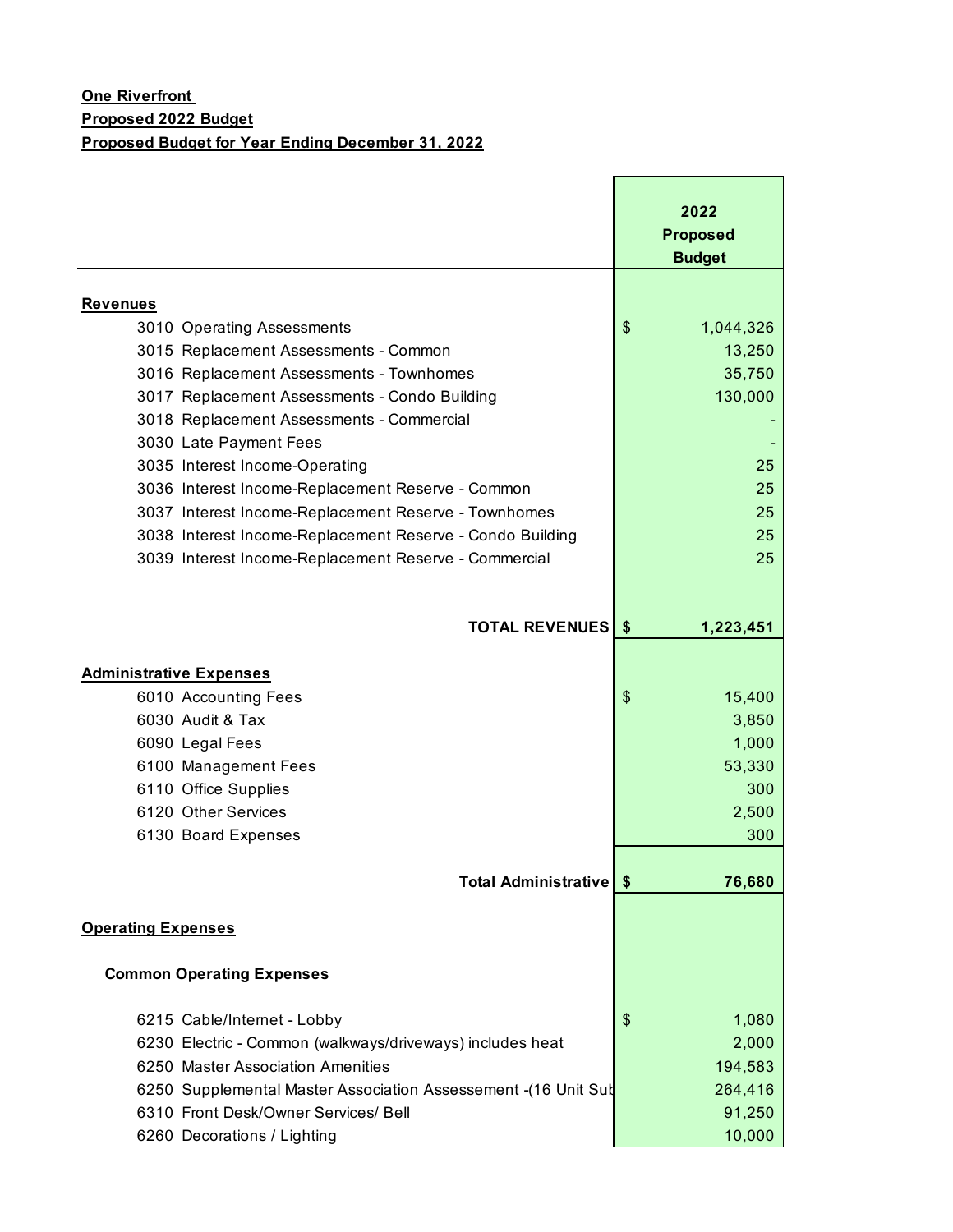**One Riverfront**

**Proposed 2022 Budget**

**Proposed Budget for Year Ending December 31, 2022**

| | | 2022 Proposed Budget |
|---|---|---|
| **Revenues** | | |
| 3010 Operating Assessments | $ | 1,044,326 |
| 3015 Replacement Assessments - Common | | 13,250 |
| 3016 Replacement Assessments - Townhomes | | 35,750 |
| 3017 Replacement Assessments - Condo Building | | 130,000 |
| 3018 Replacement Assessments - Commercial | | - |
| 3030 Late Payment Fees | | - |
| 3035 Interest Income-Operating | | 25 |
| 3036 Interest Income-Replacement Reserve - Common | | 25 |
| 3037 Interest Income-Replacement Reserve - Townhomes | | 25 |
| 3038 Interest Income-Replacement Reserve - Condo Building | | 25 |
| 3039 Interest Income-Replacement Reserve - Commercial | | 25 |
| **TOTAL REVENUES** | **$** | **1,223,451** |
| **Administrative Expenses** | | |
| 6010 Accounting Fees | $ | 15,400 |
| 6030 Audit & Tax | | 3,850 |
| 6090 Legal Fees | | 1,000 |
| 6100 Management Fees | | 53,330 |
| 6110 Office Supplies | | 300 |
| 6120 Other Services | | 2,500 |
| 6130 Board Expenses | | 300 |
| **Total Administrative** | **$** | **76,680** |
| **Operating Expenses** | | |
| **Common Operating Expenses** | | |
| 6215 Cable/Internet - Lobby | $ | 1,080 |
| 6230 Electric - Common (walkways/driveways) includes heat | | 2,000 |
| 6250 Master Association Amenities | | 194,583 |
| 6250 Supplemental Master Association Assessement -(16 Unit Sub | | 264,416 |
| 6310 Front Desk/Owner Services/ Bell | | 91,250 |
| 6260 Decorations / Lighting | | 10,000 |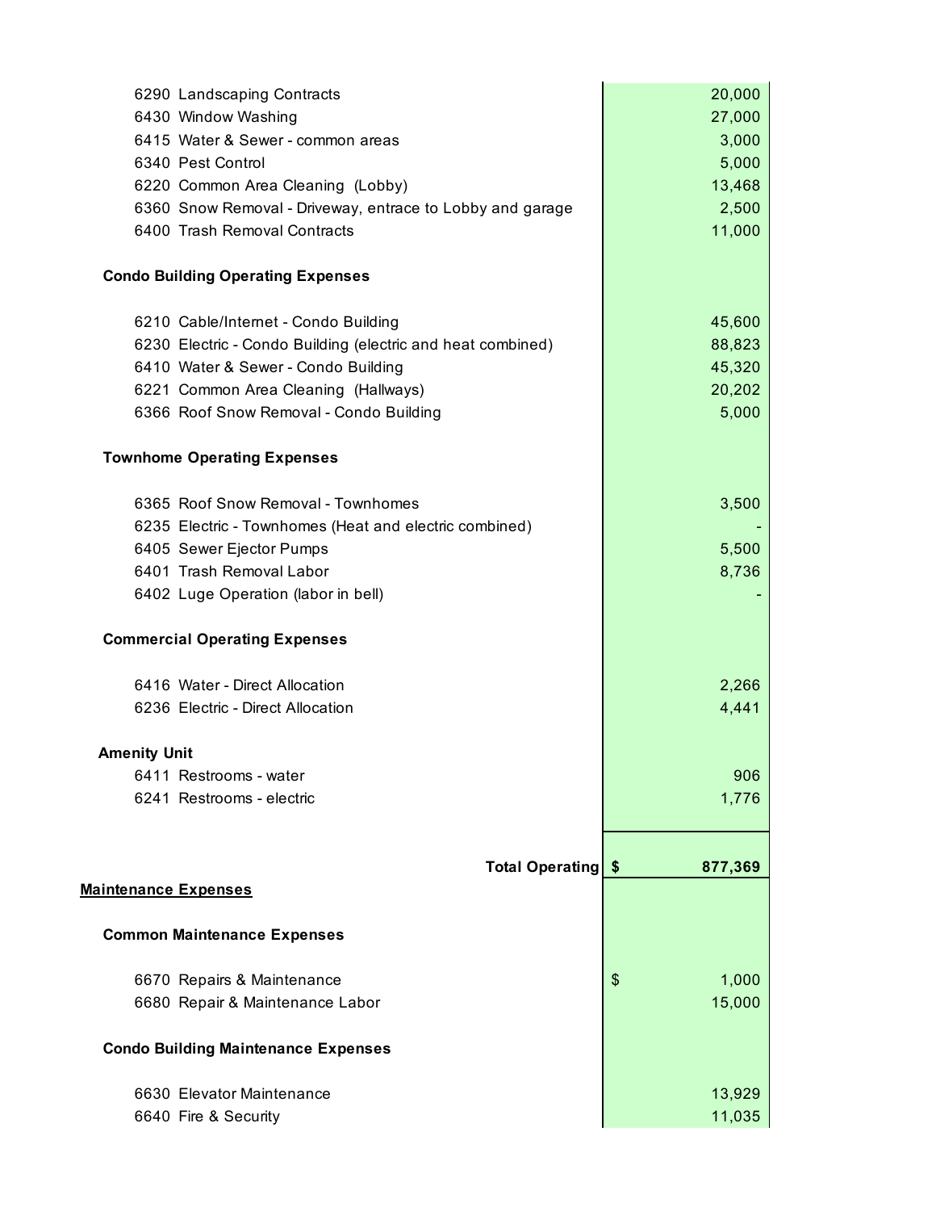| Account | Description | Amount |
|---|---|---|
| 6290 | Landscaping Contracts | 20,000 |
| 6430 | Window Washing | 27,000 |
| 6415 | Water & Sewer - common areas | 3,000 |
| 6340 | Pest Control | 5,000 |
| 6220 | Common Area Cleaning (Lobby) | 13,468 |
| 6360 | Snow Removal - Driveway, entrace to Lobby and garage | 2,500 |
| 6400 | Trash Removal Contracts | 11,000 |
| | **Condo Building Operating Expenses** | |
| 6210 | Cable/Internet - Condo Building | 45,600 |
| 6230 | Electric - Condo Building (electric and heat combined) | 88,823 |
| 6410 | Water & Sewer - Condo Building | 45,320 |
| 6221 | Common Area Cleaning (Hallways) | 20,202 |
| 6366 | Roof Snow Removal - Condo Building | 5,000 |
| | **Townhome Operating Expenses** | |
| 6365 | Roof Snow Removal - Townhomes | 3,500 |
| 6235 | Electric - Townhomes (Heat and electric combined) | - |
| 6405 | Sewer Ejector Pumps | 5,500 |
| 6401 | Trash Removal Labor | 8,736 |
| 6402 | Luge Operation (labor in bell) | - |
| | **Commercial Operating Expenses** | |
| 6416 | Water - Direct Allocation | 2,266 |
| 6236 | Electric - Direct Allocation | 4,441 |
| | **Amenity Unit** | |
| 6411 | Restrooms - water | 906 |
| 6241 | Restrooms - electric | 1,776 |
| | **Total Operating** | **$ 877,369** |

**Maintenance Expenses**

| Account | Description | Amount |
|---|---|---|
| | **Common Maintenance Expenses** | |
| 6670 | Repairs & Maintenance | $ 1,000 |
| 6680 | Repair & Maintenance Labor | 15,000 |
| | **Condo Building Maintenance Expenses** | |
| 6630 | Elevator Maintenance | 13,929 |
| 6640 | Fire & Security | 11,035 |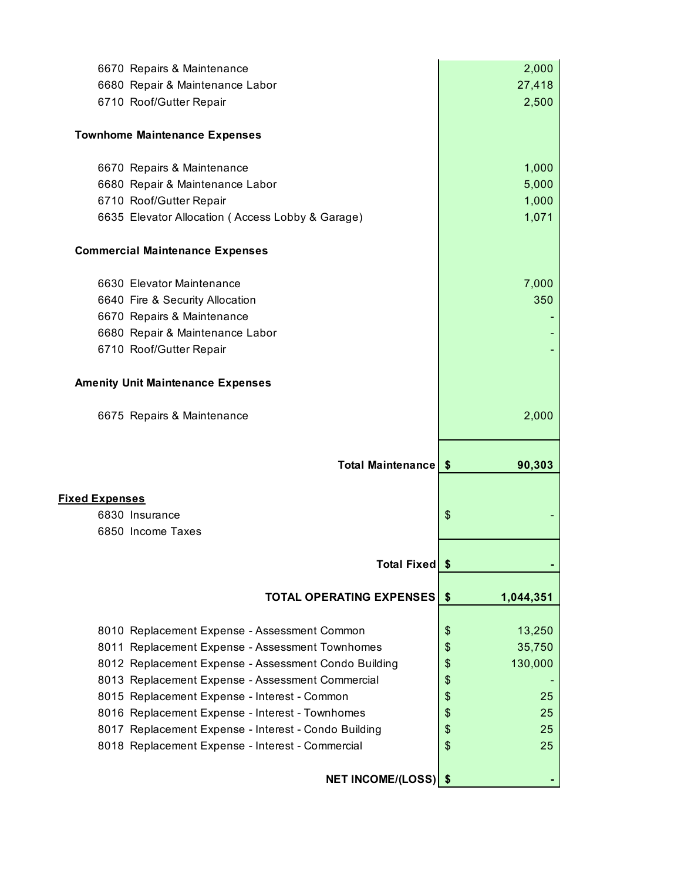| | | |
|---|---|---|
| 6670 Repairs & Maintenance | | 2,000 |
| 6680 Repair & Maintenance Labor | | 27,418 |
| 6710 Roof/Gutter Repair | | 2,500 |
| **Townhome Maintenance Expenses** | | |
| 6670 Repairs & Maintenance | | 1,000 |
| 6680 Repair & Maintenance Labor | | 5,000 |
| 6710 Roof/Gutter Repair | | 1,000 |
| 6635 Elevator Allocation ( Access Lobby & Garage) | | 1,071 |
| **Commercial Maintenance Expenses** | | |
| 6630 Elevator Maintenance | | 7,000 |
| 6640 Fire & Security Allocation | | 350 |
| 6670 Repairs & Maintenance | | - |
| 6680 Repair & Maintenance Labor | | - |
| 6710 Roof/Gutter Repair | | - |
| **Amenity Unit Maintenance Expenses** | | |
| 6675 Repairs & Maintenance | | 2,000 |
| **Total Maintenance** | **$** | **90,303** |
| **Fixed Expenses** | | |
| 6830 Insurance | $ | - |
| 6850 Income Taxes | | |
| **Total Fixed** | **$** | **-** |
| **TOTAL OPERATING EXPENSES** | **$** | **1,044,351** |
| 8010 Replacement Expense - Assessment Common | $ | 13,250 |
| 8011 Replacement Expense - Assessment Townhomes | $ | 35,750 |
| 8012 Replacement Expense - Assessment Condo Building | $ | 130,000 |
| 8013 Replacement Expense - Assessment Commercial | $ | - |
| 8015 Replacement Expense - Interest - Common | $ | 25 |
| 8016 Replacement Expense - Interest - Townhomes | $ | 25 |
| 8017 Replacement Expense - Interest - Condo Building | $ | 25 |
| 8018 Replacement Expense - Interest - Commercial | $ | 25 |
| **NET INCOME/(LOSS)** | **$** | **-** |